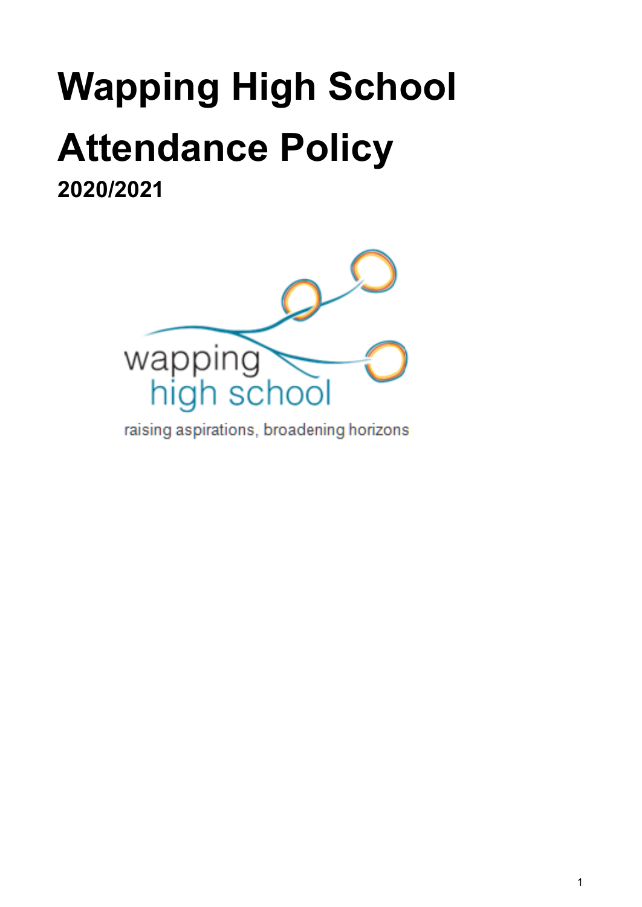# Wapping High School

# Attendance Policy

**2020/2021**

wapping
high school

raising aspirations, broadening horizons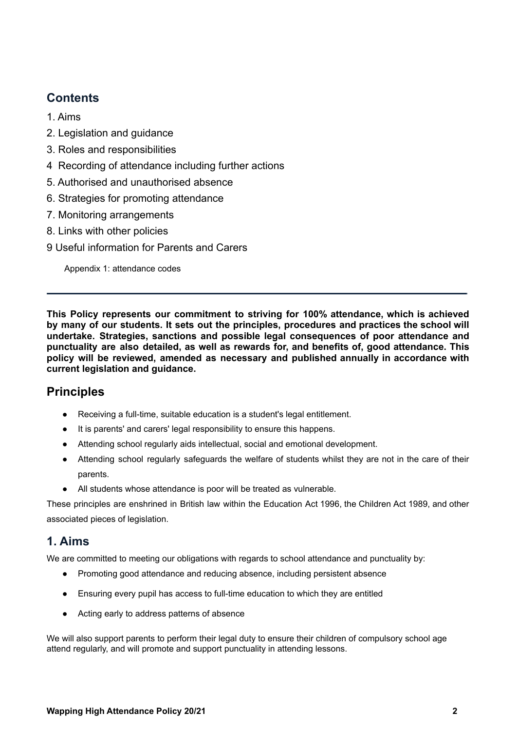## Contents

1. Aims
2. Legislation and guidance
3. Roles and responsibilities
4 Recording of attendance including further actions
5. Authorised and unauthorised absence
6. Strategies for promoting attendance
7. Monitoring arrangements
8. Links with other policies
9 Useful information for Parents and Carers

Appendix 1: attendance codes

---

**This Policy represents our commitment to striving for 100% attendance, which is achieved by many of our students. It sets out the principles, procedures and practices the school will undertake. Strategies, sanctions and possible legal consequences of poor attendance and punctuality are also detailed, as well as rewards for, and benefits of, good attendance. This policy will be reviewed, amended as necessary and published annually in accordance with current legislation and guidance.**

## Principles

- Receiving a full-time, suitable education is a student's legal entitlement.
- It is parents' and carers' legal responsibility to ensure this happens.
- Attending school regularly aids intellectual, social and emotional development.
- Attending school regularly safeguards the welfare of students whilst they are not in the care of their parents.
- All students whose attendance is poor will be treated as vulnerable.

These principles are enshrined in British law within the Education Act 1996, the Children Act 1989, and other associated pieces of legislation.

## 1. Aims

We are committed to meeting our obligations with regards to school attendance and punctuality by:

- Promoting good attendance and reducing absence, including persistent absence
- Ensuring every pupil has access to full-time education to which they are entitled
- Acting early to address patterns of absence

We will also support parents to perform their legal duty to ensure their children of compulsory school age attend regularly, and will promote and support punctuality in attending lessons.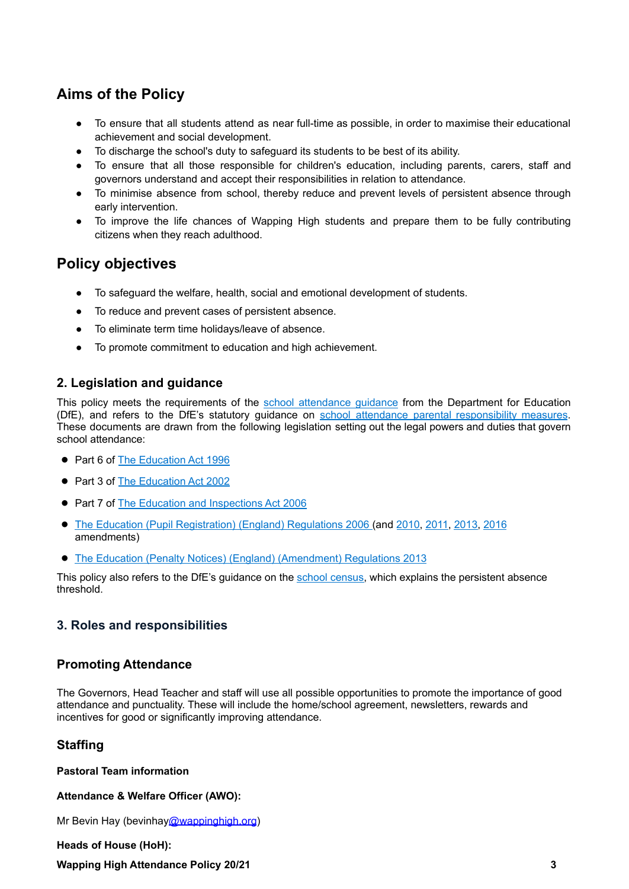## Aims of the Policy

- To ensure that all students attend as near full-time as possible, in order to maximise their educational achievement and social development.
- To discharge the school's duty to safeguard its students to be best of its ability.
- To ensure that all those responsible for children's education, including parents, carers, staff and governors understand and accept their responsibilities in relation to attendance.
- To minimise absence from school, thereby reduce and prevent levels of persistent absence through early intervention.
- To improve the life chances of Wapping High students and prepare them to be fully contributing citizens when they reach adulthood.

## Policy objectives

- To safeguard the welfare, health, social and emotional development of students.
- To reduce and prevent cases of persistent absence.
- To eliminate term time holidays/leave of absence.
- To promote commitment to education and high achievement.

### 2. Legislation and guidance

This policy meets the requirements of the school attendance guidance from the Department for Education (DfE), and refers to the DfE's statutory guidance on school attendance parental responsibility measures. These documents are drawn from the following legislation setting out the legal powers and duties that govern school attendance:

- Part 6 of The Education Act 1996
- Part 3 of The Education Act 2002
- Part 7 of The Education and Inspections Act 2006
- The Education (Pupil Registration) (England) Regulations 2006 (and 2010, 2011, 2013, 2016 amendments)
- The Education (Penalty Notices) (England) (Amendment) Regulations 2013

This policy also refers to the DfE's guidance on the school census, which explains the persistent absence threshold.

### 3. Roles and responsibilities

### Promoting Attendance

The Governors, Head Teacher and staff will use all possible opportunities to promote the importance of good attendance and punctuality. These will include the home/school agreement, newsletters, rewards and incentives for good or significantly improving attendance.

### Staffing

**Pastoral Team information**

**Attendance & Welfare Officer (AWO):**

Mr Bevin Hay (bevinhay@wappinghigh.org)

**Heads of House (HoH):**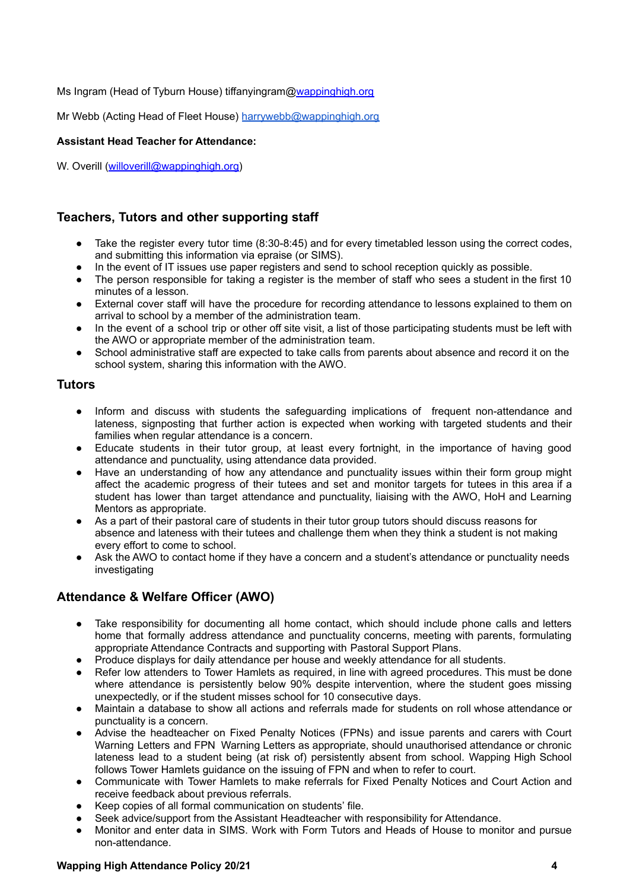Ms Ingram (Head of Tyburn House) tiffanyingram@wappinghigh.org

Mr Webb (Acting Head of Fleet House) harrywebb@wappinghigh.org

**Assistant Head Teacher for Attendance:**

W. Overill (willoverill@wappinghigh.org)

## Teachers, Tutors and other supporting staff

- Take the register every tutor time (8:30-8:45) and for every timetabled lesson using the correct codes, and submitting this information via epraise (or SIMS).
- In the event of IT issues use paper registers and send to school reception quickly as possible.
- The person responsible for taking a register is the member of staff who sees a student in the first 10 minutes of a lesson.
- External cover staff will have the procedure for recording attendance to lessons explained to them on arrival to school by a member of the administration team.
- In the event of a school trip or other off site visit, a list of those participating students must be left with the AWO or appropriate member of the administration team.
- School administrative staff are expected to take calls from parents about absence and record it on the school system, sharing this information with the AWO.

## Tutors

- Inform and discuss with students the safeguarding implications of frequent non-attendance and lateness, signposting that further action is expected when working with targeted students and their families when regular attendance is a concern.
- Educate students in their tutor group, at least every fortnight, in the importance of having good attendance and punctuality, using attendance data provided.
- Have an understanding of how any attendance and punctuality issues within their form group might affect the academic progress of their tutees and set and monitor targets for tutees in this area if a student has lower than target attendance and punctuality, liaising with the AWO, HoH and Learning Mentors as appropriate.
- As a part of their pastoral care of students in their tutor group tutors should discuss reasons for absence and lateness with their tutees and challenge them when they think a student is not making every effort to come to school.
- Ask the AWO to contact home if they have a concern and a student's attendance or punctuality needs investigating

## Attendance & Welfare Officer (AWO)

- Take responsibility for documenting all home contact, which should include phone calls and letters home that formally address attendance and punctuality concerns, meeting with parents, formulating appropriate Attendance Contracts and supporting with Pastoral Support Plans.
- Produce displays for daily attendance per house and weekly attendance for all students.
- Refer low attenders to Tower Hamlets as required, in line with agreed procedures. This must be done where attendance is persistently below 90% despite intervention, where the student goes missing unexpectedly, or if the student misses school for 10 consecutive days.
- Maintain a database to show all actions and referrals made for students on roll whose attendance or punctuality is a concern.
- Advise the headteacher on Fixed Penalty Notices (FPNs) and issue parents and carers with Court Warning Letters and FPN Warning Letters as appropriate, should unauthorised attendance or chronic lateness lead to a student being (at risk of) persistently absent from school. Wapping High School follows Tower Hamlets guidance on the issuing of FPN and when to refer to court.
- Communicate with Tower Hamlets to make referrals for Fixed Penalty Notices and Court Action and receive feedback about previous referrals.
- Keep copies of all formal communication on students' file.
- Seek advice/support from the Assistant Headteacher with responsibility for Attendance.
- Monitor and enter data in SIMS. Work with Form Tutors and Heads of House to monitor and pursue non-attendance.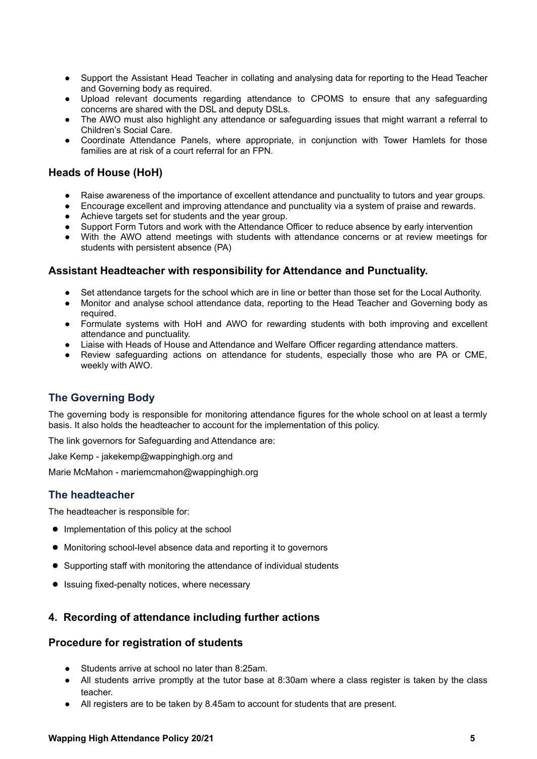- Support the Assistant Head Teacher in collating and analysing data for reporting to the Head Teacher and Governing body as required.
- Upload relevant documents regarding attendance to CPOMS to ensure that any safeguarding concerns are shared with the DSL and deputy DSLs.
- The AWO must also highlight any attendance or safeguarding issues that might warrant a referral to Children's Social Care.
- Coordinate Attendance Panels, where appropriate, in conjunction with Tower Hamlets for those families are at risk of a court referral for an FPN.

### Heads of House (HoH)

- Raise awareness of the importance of excellent attendance and punctuality to tutors and year groups.
- Encourage excellent and improving attendance and punctuality via a system of praise and rewards.
- Achieve targets set for students and the year group.
- Support Form Tutors and work with the Attendance Officer to reduce absence by early intervention
- With the AWO attend meetings with students with attendance concerns or at review meetings for students with persistent absence (PA)

### Assistant Headteacher with responsibility for Attendance and Punctuality.

- Set attendance targets for the school which are in line or better than those set for the Local Authority.
- Monitor and analyse school attendance data, reporting to the Head Teacher and Governing body as required.
- Formulate systems with HoH and AWO for rewarding students with both improving and excellent attendance and punctuality.
- Liaise with Heads of House and Attendance and Welfare Officer regarding attendance matters.
- Review safeguarding actions on attendance for students, especially those who are PA or CME, weekly with AWO.

### The Governing Body

The governing body is responsible for monitoring attendance figures for the whole school on at least a termly basis. It also holds the headteacher to account for the implementation of this policy.

The link governors for Safeguarding and Attendance are:

Jake Kemp - jakekemp@wappinghigh.org and

Marie McMahon - mariemcmahon@wappinghigh.org

### The headteacher

The headteacher is responsible for:

- Implementation of this policy at the school
- Monitoring school-level absence data and reporting it to governors
- Supporting staff with monitoring the attendance of individual students
- Issuing fixed-penalty notices, where necessary

## 4. Recording of attendance including further actions

### Procedure for registration of students

- Students arrive at school no later than 8:25am.
- All students arrive promptly at the tutor base at 8:30am where a class register is taken by the class teacher.
- All registers are to be taken by 8.45am to account for students that are present.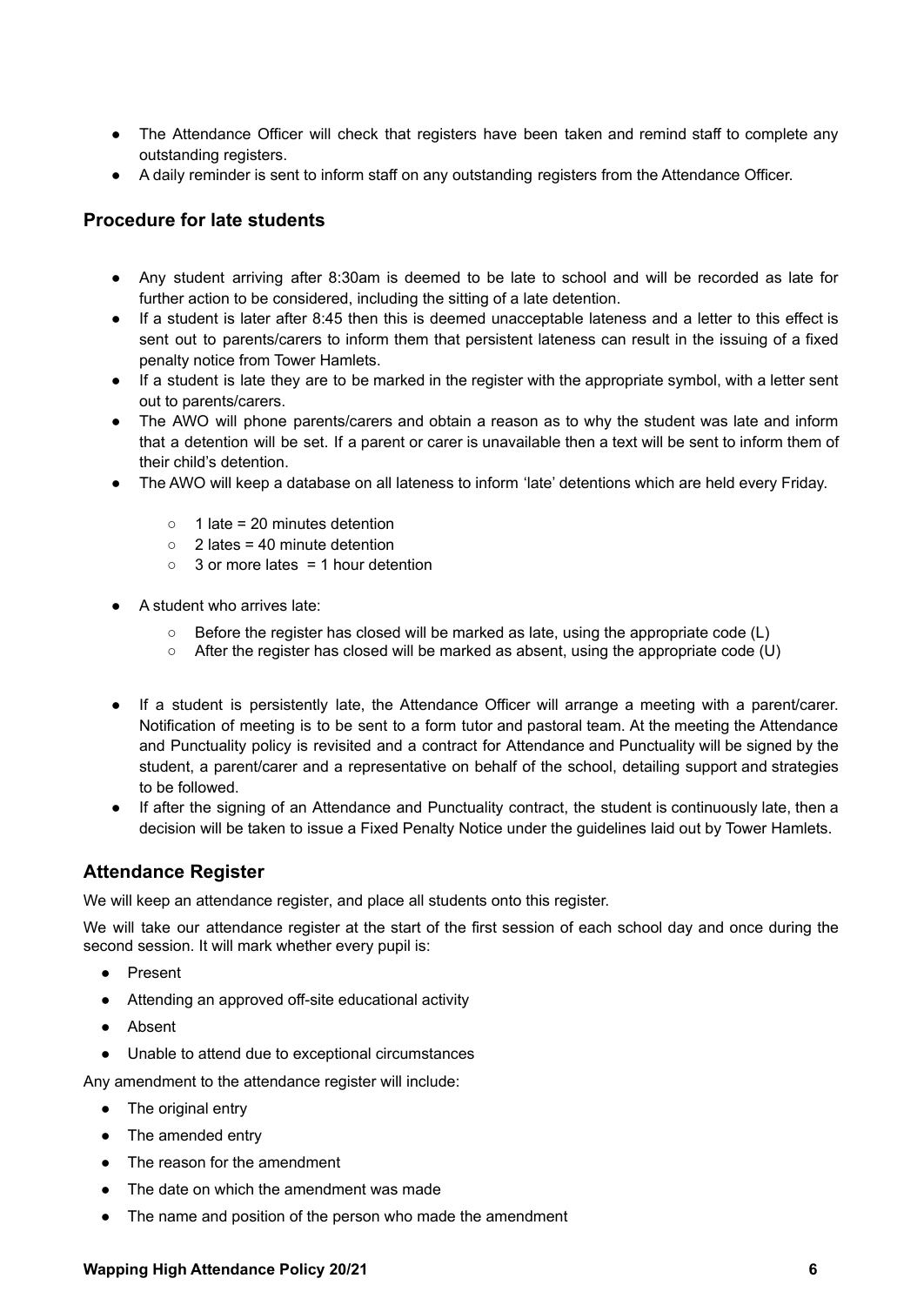- The Attendance Officer will check that registers have been taken and remind staff to complete any outstanding registers.
- A daily reminder is sent to inform staff on any outstanding registers from the Attendance Officer.

## Procedure for late students

- Any student arriving after 8:30am is deemed to be late to school and will be recorded as late for further action to be considered, including the sitting of a late detention.
- If a student is later after 8:45 then this is deemed unacceptable lateness and a letter to this effect is sent out to parents/carers to inform them that persistent lateness can result in the issuing of a fixed penalty notice from Tower Hamlets.
- If a student is late they are to be marked in the register with the appropriate symbol, with a letter sent out to parents/carers.
- The AWO will phone parents/carers and obtain a reason as to why the student was late and inform that a detention will be set. If a parent or carer is unavailable then a text will be sent to inform them of their child's detention.
- The AWO will keep a database on all lateness to inform 'late' detentions which are held every Friday.
    - 1 late = 20 minutes detention
    - 2 lates = 40 minute detention
    - 3 or more lates = 1 hour detention
- A student who arrives late:
    - Before the register has closed will be marked as late, using the appropriate code (L)
    - After the register has closed will be marked as absent, using the appropriate code (U)
- If a student is persistently late, the Attendance Officer will arrange a meeting with a parent/carer. Notification of meeting is to be sent to a form tutor and pastoral team. At the meeting the Attendance and Punctuality policy is revisited and a contract for Attendance and Punctuality will be signed by the student, a parent/carer and a representative on behalf of the school, detailing support and strategies to be followed.
- If after the signing of an Attendance and Punctuality contract, the student is continuously late, then a decision will be taken to issue a Fixed Penalty Notice under the guidelines laid out by Tower Hamlets.

## Attendance Register

We will keep an attendance register, and place all students onto this register.

We will take our attendance register at the start of the first session of each school day and once during the second session. It will mark whether every pupil is:

- Present
- Attending an approved off-site educational activity
- Absent
- Unable to attend due to exceptional circumstances

Any amendment to the attendance register will include:

- The original entry
- The amended entry
- The reason for the amendment
- The date on which the amendment was made
- The name and position of the person who made the amendment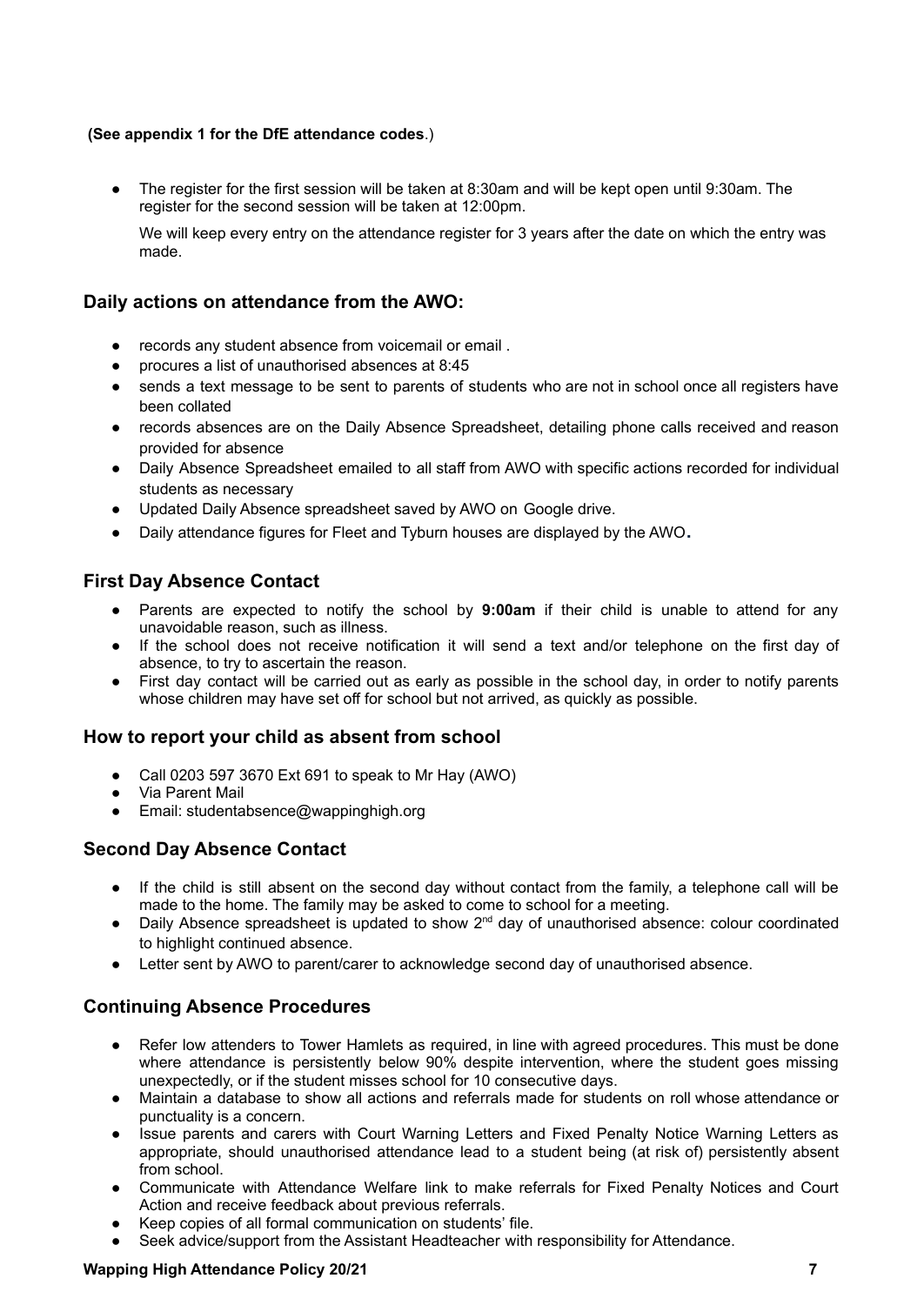**(See appendix 1 for the DfE attendance codes**.)

- The register for the first session will be taken at 8:30am and will be kept open until 9:30am. The register for the second session will be taken at 12:00pm.

  We will keep every entry on the attendance register for 3 years after the date on which the entry was made.

## Daily actions on attendance from the AWO:

- records any student absence from voicemail or email .
- procures a list of unauthorised absences at 8:45
- sends a text message to be sent to parents of students who are not in school once all registers have been collated
- records absences are on the Daily Absence Spreadsheet, detailing phone calls received and reason provided for absence
- Daily Absence Spreadsheet emailed to all staff from AWO with specific actions recorded for individual students as necessary
- Updated Daily Absence spreadsheet saved by AWO on Google drive.
- Daily attendance figures for Fleet and Tyburn houses are displayed by the AWO**.**

## First Day Absence Contact

- Parents are expected to notify the school by **9:00am** if their child is unable to attend for any unavoidable reason, such as illness.
- If the school does not receive notification it will send a text and/or telephone on the first day of absence, to try to ascertain the reason.
- First day contact will be carried out as early as possible in the school day, in order to notify parents whose children may have set off for school but not arrived, as quickly as possible.

## How to report your child as absent from school

- Call 0203 597 3670 Ext 691 to speak to Mr Hay (AWO)
- Via Parent Mail
- Email: studentabsence@wappinghigh.org

## Second Day Absence Contact

- If the child is still absent on the second day without contact from the family, a telephone call will be made to the home. The family may be asked to come to school for a meeting.
- Daily Absence spreadsheet is updated to show 2nd day of unauthorised absence: colour coordinated to highlight continued absence.
- Letter sent by AWO to parent/carer to acknowledge second day of unauthorised absence.

## Continuing Absence Procedures

- Refer low attenders to Tower Hamlets as required, in line with agreed procedures. This must be done where attendance is persistently below 90% despite intervention, where the student goes missing unexpectedly, or if the student misses school for 10 consecutive days.
- Maintain a database to show all actions and referrals made for students on roll whose attendance or punctuality is a concern.
- Issue parents and carers with Court Warning Letters and Fixed Penalty Notice Warning Letters as appropriate, should unauthorised attendance lead to a student being (at risk of) persistently absent from school.
- Communicate with Attendance Welfare link to make referrals for Fixed Penalty Notices and Court Action and receive feedback about previous referrals.
- Keep copies of all formal communication on students' file.
- Seek advice/support from the Assistant Headteacher with responsibility for Attendance.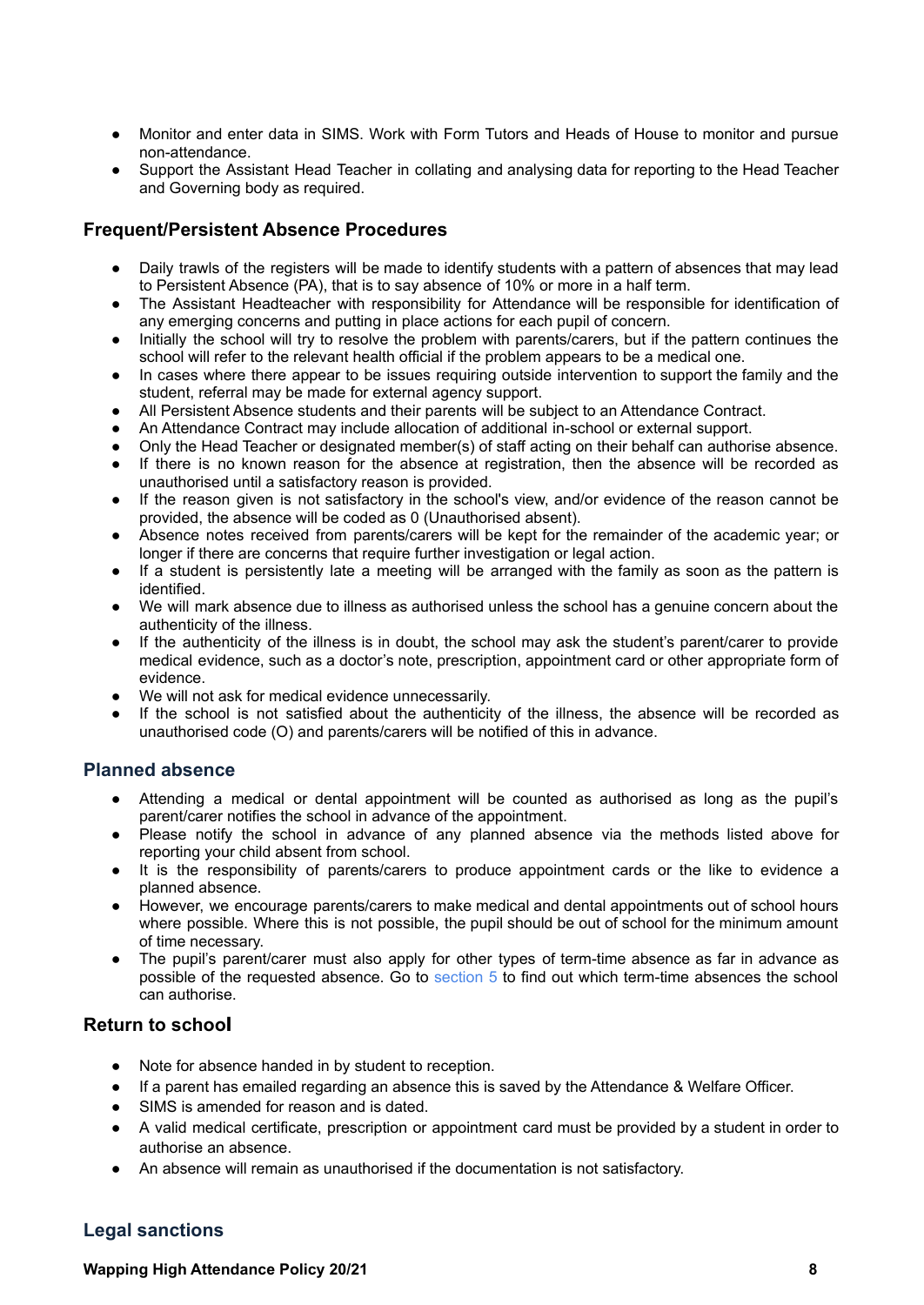- Monitor and enter data in SIMS. Work with Form Tutors and Heads of House to monitor and pursue non-attendance.
- Support the Assistant Head Teacher in collating and analysing data for reporting to the Head Teacher and Governing body as required.

### Frequent/Persistent Absence Procedures

- Daily trawls of the registers will be made to identify students with a pattern of absences that may lead to Persistent Absence (PA), that is to say absence of 10% or more in a half term.
- The Assistant Headteacher with responsibility for Attendance will be responsible for identification of any emerging concerns and putting in place actions for each pupil of concern.
- Initially the school will try to resolve the problem with parents/carers, but if the pattern continues the school will refer to the relevant health official if the problem appears to be a medical one.
- In cases where there appear to be issues requiring outside intervention to support the family and the student, referral may be made for external agency support.
- All Persistent Absence students and their parents will be subject to an Attendance Contract.
- An Attendance Contract may include allocation of additional in-school or external support.
- Only the Head Teacher or designated member(s) of staff acting on their behalf can authorise absence.
- If there is no known reason for the absence at registration, then the absence will be recorded as unauthorised until a satisfactory reason is provided.
- If the reason given is not satisfactory in the school's view, and/or evidence of the reason cannot be provided, the absence will be coded as 0 (Unauthorised absent).
- Absence notes received from parents/carers will be kept for the remainder of the academic year; or longer if there are concerns that require further investigation or legal action.
- If a student is persistently late a meeting will be arranged with the family as soon as the pattern is identified.
- We will mark absence due to illness as authorised unless the school has a genuine concern about the authenticity of the illness.
- If the authenticity of the illness is in doubt, the school may ask the student's parent/carer to provide medical evidence, such as a doctor's note, prescription, appointment card or other appropriate form of evidence.
- We will not ask for medical evidence unnecessarily.
- If the school is not satisfied about the authenticity of the illness, the absence will be recorded as unauthorised code (O) and parents/carers will be notified of this in advance.

### Planned absence

- Attending a medical or dental appointment will be counted as authorised as long as the pupil's parent/carer notifies the school in advance of the appointment.
- Please notify the school in advance of any planned absence via the methods listed above for reporting your child absent from school.
- It is the responsibility of parents/carers to produce appointment cards or the like to evidence a planned absence.
- However, we encourage parents/carers to make medical and dental appointments out of school hours where possible. Where this is not possible, the pupil should be out of school for the minimum amount of time necessary.
- The pupil's parent/carer must also apply for other types of term-time absence as far in advance as possible of the requested absence. Go to section 5 to find out which term-time absences the school can authorise.

### Return to school

- Note for absence handed in by student to reception.
- If a parent has emailed regarding an absence this is saved by the Attendance & Welfare Officer.
- SIMS is amended for reason and is dated.
- A valid medical certificate, prescription or appointment card must be provided by a student in order to authorise an absence.
- An absence will remain as unauthorised if the documentation is not satisfactory.

### Legal sanctions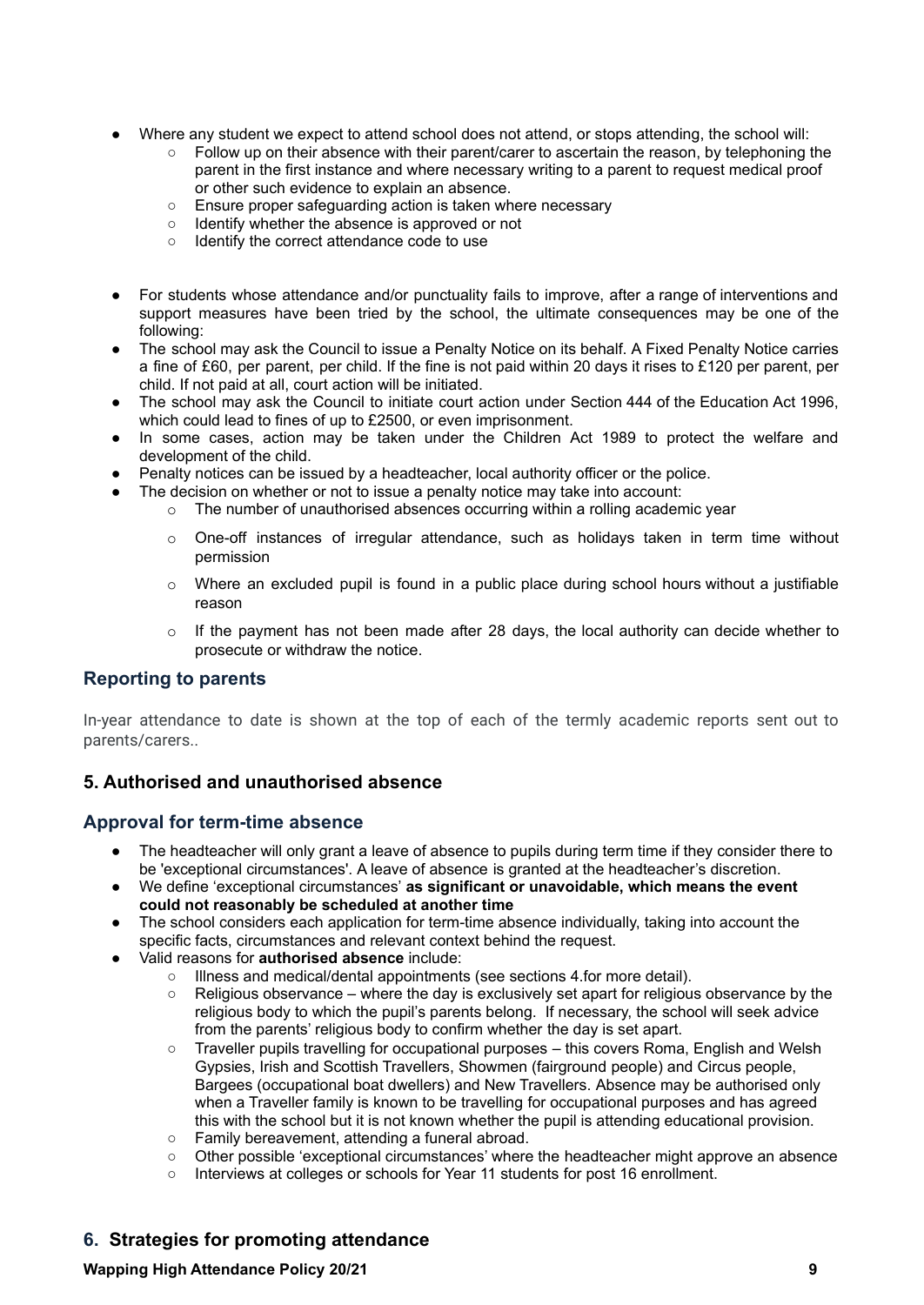- Where any student we expect to attend school does not attend, or stops attending, the school will:
  - Follow up on their absence with their parent/carer to ascertain the reason, by telephoning the parent in the first instance and where necessary writing to a parent to request medical proof or other such evidence to explain an absence.
  - Ensure proper safeguarding action is taken where necessary
  - Identify whether the absence is approved or not
  - Identify the correct attendance code to use

- For students whose attendance and/or punctuality fails to improve, after a range of interventions and support measures have been tried by the school, the ultimate consequences may be one of the following:
- The school may ask the Council to issue a Penalty Notice on its behalf. A Fixed Penalty Notice carries a fine of £60, per parent, per child. If the fine is not paid within 20 days it rises to £120 per parent, per child. If not paid at all, court action will be initiated.
- The school may ask the Council to initiate court action under Section 444 of the Education Act 1996, which could lead to fines of up to £2500, or even imprisonment.
- In some cases, action may be taken under the Children Act 1989 to protect the welfare and development of the child.
- Penalty notices can be issued by a headteacher, local authority officer or the police.
- The decision on whether or not to issue a penalty notice may take into account:
  - The number of unauthorised absences occurring within a rolling academic year
  - One-off instances of irregular attendance, such as holidays taken in term time without permission
  - Where an excluded pupil is found in a public place during school hours without a justifiable reason
  - If the payment has not been made after 28 days, the local authority can decide whether to prosecute or withdraw the notice.

### Reporting to parents

In-year attendance to date is shown at the top of each of the termly academic reports sent out to parents/carers..

## 5. Authorised and unauthorised absence

### Approval for term-time absence

- The headteacher will only grant a leave of absence to pupils during term time if they consider there to be 'exceptional circumstances'. A leave of absence is granted at the headteacher's discretion.
- We define 'exceptional circumstances' **as significant or unavoidable, which means the event could not reasonably be scheduled at another time**
- The school considers each application for term-time absence individually, taking into account the specific facts, circumstances and relevant context behind the request.
- Valid reasons for **authorised absence** include:
  - Illness and medical/dental appointments (see sections 4.for more detail).
  - Religious observance – where the day is exclusively set apart for religious observance by the religious body to which the pupil's parents belong. If necessary, the school will seek advice from the parents' religious body to confirm whether the day is set apart.
  - Traveller pupils travelling for occupational purposes – this covers Roma, English and Welsh Gypsies, Irish and Scottish Travellers, Showmen (fairground people) and Circus people, Bargees (occupational boat dwellers) and New Travellers. Absence may be authorised only when a Traveller family is known to be travelling for occupational purposes and has agreed this with the school but it is not known whether the pupil is attending educational provision.
  - Family bereavement, attending a funeral abroad.
  - Other possible 'exceptional circumstances' where the headteacher might approve an absence
  - Interviews at colleges or schools for Year 11 students for post 16 enrollment.

## 6. Strategies for promoting attendance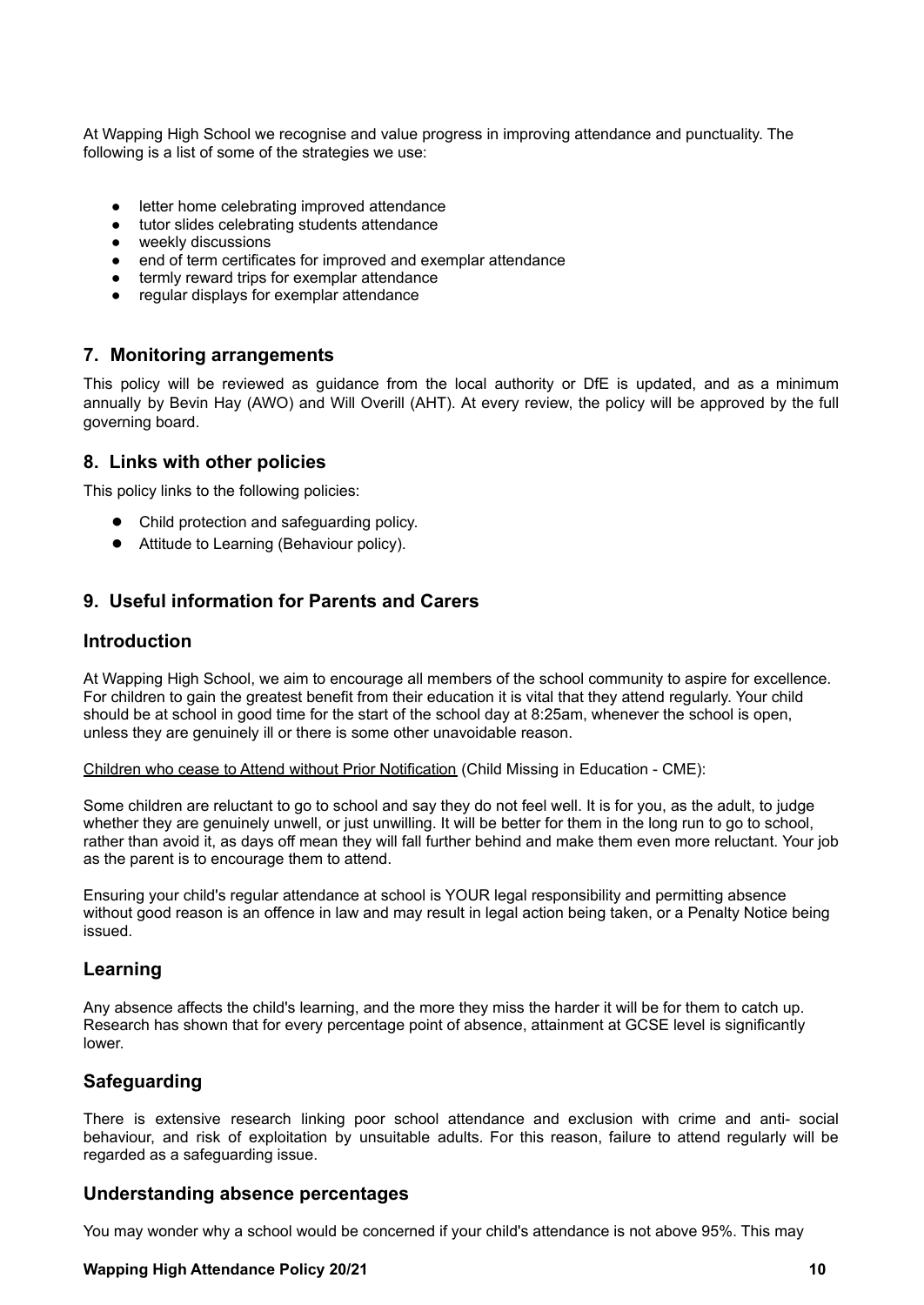At Wapping High School we recognise and value progress in improving attendance and punctuality. The following is a list of some of the strategies we use:

- letter home celebrating improved attendance
- tutor slides celebrating students attendance
- weekly discussions
- end of term certificates for improved and exemplar attendance
- termly reward trips for exemplar attendance
- regular displays for exemplar attendance

## 7. Monitoring arrangements

This policy will be reviewed as guidance from the local authority or DfE is updated, and as a minimum annually by Bevin Hay (AWO) and Will Overill (AHT). At every review, the policy will be approved by the full governing board.

## 8. Links with other policies

This policy links to the following policies:

- Child protection and safeguarding policy.
- Attitude to Learning (Behaviour policy).

## 9. Useful information for Parents and Carers

## Introduction

At Wapping High School, we aim to encourage all members of the school community to aspire for excellence. For children to gain the greatest benefit from their education it is vital that they attend regularly. Your child should be at school in good time for the start of the school day at 8:25am, whenever the school is open, unless they are genuinely ill or there is some other unavoidable reason.

Children who cease to Attend without Prior Notification (Child Missing in Education - CME):

Some children are reluctant to go to school and say they do not feel well. It is for you, as the adult, to judge whether they are genuinely unwell, or just unwilling. It will be better for them in the long run to go to school, rather than avoid it, as days off mean they will fall further behind and make them even more reluctant. Your job as the parent is to encourage them to attend.

Ensuring your child's regular attendance at school is YOUR legal responsibility and permitting absence without good reason is an offence in law and may result in legal action being taken, or a Penalty Notice being issued.

## Learning

Any absence affects the child's learning, and the more they miss the harder it will be for them to catch up. Research has shown that for every percentage point of absence, attainment at GCSE level is significantly lower.

## Safeguarding

There is extensive research linking poor school attendance and exclusion with crime and anti- social behaviour, and risk of exploitation by unsuitable adults. For this reason, failure to attend regularly will be regarded as a safeguarding issue.

## Understanding absence percentages

You may wonder why a school would be concerned if your child's attendance is not above 95%. This may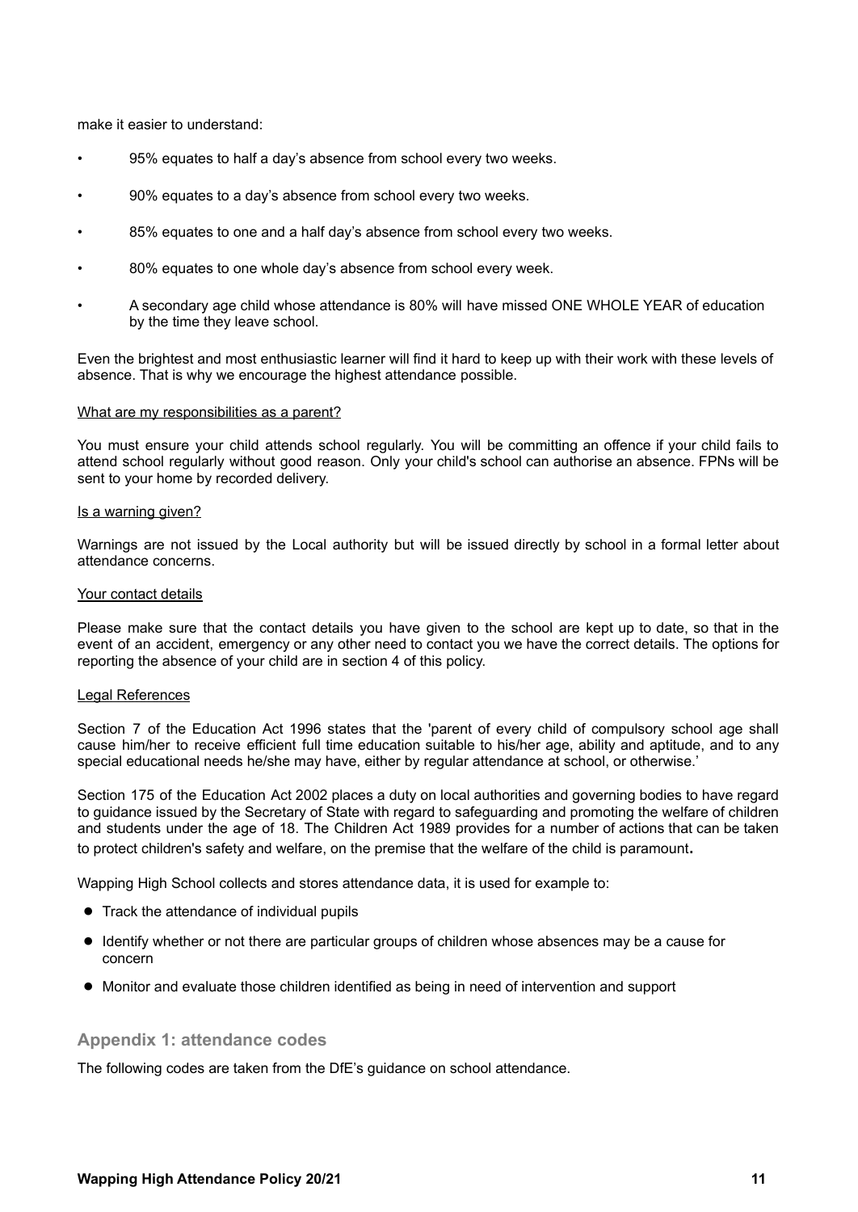make it easier to understand:

- 95% equates to half a day's absence from school every two weeks.
- 90% equates to a day's absence from school every two weeks.
- 85% equates to one and a half day's absence from school every two weeks.
- 80% equates to one whole day's absence from school every week.
- A secondary age child whose attendance is 80% will have missed ONE WHOLE YEAR of education by the time they leave school.

Even the brightest and most enthusiastic learner will find it hard to keep up with their work with these levels of absence. That is why we encourage the highest attendance possible.

What are my responsibilities as a parent?

You must ensure your child attends school regularly. You will be committing an offence if your child fails to attend school regularly without good reason. Only your child's school can authorise an absence. FPNs will be sent to your home by recorded delivery.

Is a warning given?

Warnings are not issued by the Local authority but will be issued directly by school in a formal letter about attendance concerns.

Your contact details

Please make sure that the contact details you have given to the school are kept up to date, so that in the event of an accident, emergency or any other need to contact you we have the correct details. The options for reporting the absence of your child are in section 4 of this policy.

Legal References

Section 7 of the Education Act 1996 states that the 'parent of every child of compulsory school age shall cause him/her to receive efficient full time education suitable to his/her age, ability and aptitude, and to any special educational needs he/she may have, either by regular attendance at school, or otherwise.'

Section 175 of the Education Act 2002 places a duty on local authorities and governing bodies to have regard to guidance issued by the Secretary of State with regard to safeguarding and promoting the welfare of children and students under the age of 18. The Children Act 1989 provides for a number of actions that can be taken to protect children's safety and welfare, on the premise that the welfare of the child is paramount**.**

Wapping High School collects and stores attendance data, it is used for example to:

- Track the attendance of individual pupils
- Identify whether or not there are particular groups of children whose absences may be a cause for concern
- Monitor and evaluate those children identified as being in need of intervention and support

## Appendix 1: attendance codes

The following codes are taken from the DfE's guidance on school attendance.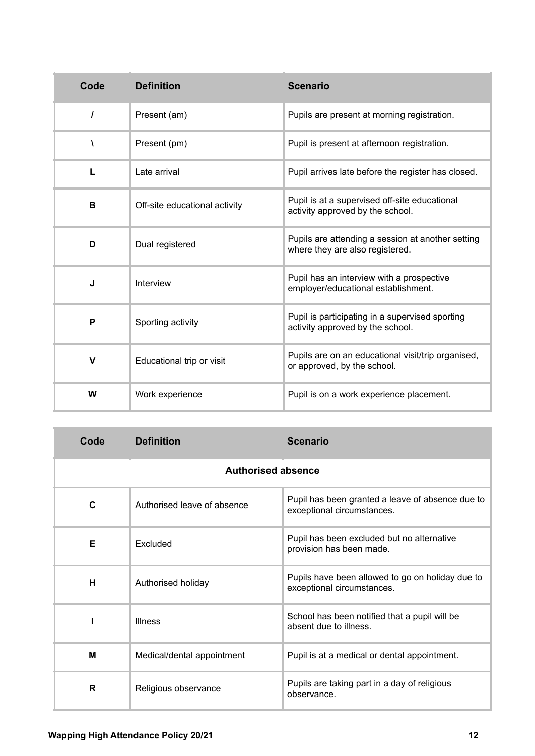| Code | Definition | Scenario |
|---|---|---|
| / | Present (am) | Pupils are present at morning registration. |
| \ | Present (pm) | Pupil is present at afternoon registration. |
| L | Late arrival | Pupil arrives late before the register has closed. |
| B | Off-site educational activity | Pupil is at a supervised off-site educational activity approved by the school. |
| D | Dual registered | Pupils are attending a session at another setting where they are also registered. |
| J | Interview | Pupil has an interview with a prospective employer/educational establishment. |
| P | Sporting activity | Pupil is participating in a supervised sporting activity approved by the school. |
| V | Educational trip or visit | Pupils are on an educational visit/trip organised, or approved, by the school. |
| W | Work experience | Pupil is on a work experience placement. |

| Code | Definition | Scenario |
|---|---|---|
| **Authorised absence** | | |
| C | Authorised leave of absence | Pupil has been granted a leave of absence due to exceptional circumstances. |
| E | Excluded | Pupil has been excluded but no alternative provision has been made. |
| H | Authorised holiday | Pupils have been allowed to go on holiday due to exceptional circumstances. |
| I | Illness | School has been notified that a pupil will be absent due to illness. |
| M | Medical/dental appointment | Pupil is at a medical or dental appointment. |
| R | Religious observance | Pupils are taking part in a day of religious observance. |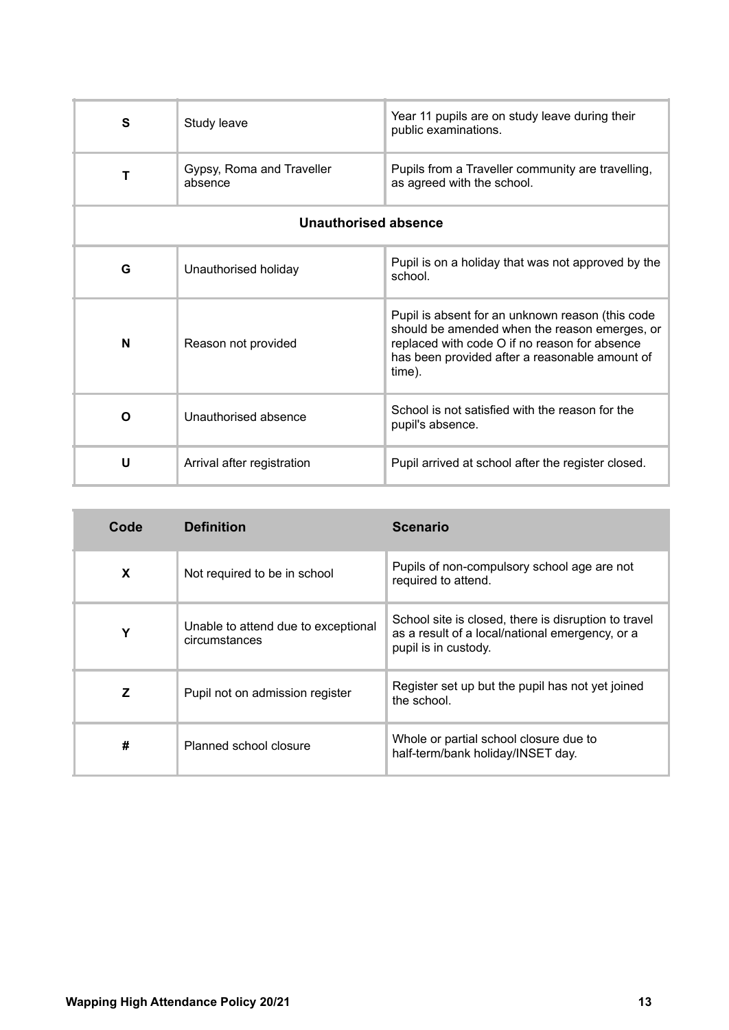| | | |
|---|---|---|
| **S** | Study leave | Year 11 pupils are on study leave during their public examinations. |
| **T** | Gypsy, Roma and Traveller absence | Pupils from a Traveller community are travelling, as agreed with the school. |
| **Unauthorised absence** | | |
| **G** | Unauthorised holiday | Pupil is on a holiday that was not approved by the school. |
| **N** | Reason not provided | Pupil is absent for an unknown reason (this code should be amended when the reason emerges, or replaced with code O if no reason for absence has been provided after a reasonable amount of time). |
| **O** | Unauthorised absence | School is not satisfied with the reason for the pupil's absence. |
| **U** | Arrival after registration | Pupil arrived at school after the register closed. |

| Code | Definition | Scenario |
|---|---|---|
| **X** | Not required to be in school | Pupils of non-compulsory school age are not required to attend. |
| **Y** | Unable to attend due to exceptional circumstances | School site is closed, there is disruption to travel as a result of a local/national emergency, or a pupil is in custody. |
| **Z** | Pupil not on admission register | Register set up but the pupil has not yet joined the school. |
| **#** | Planned school closure | Whole or partial school closure due to half-term/bank holiday/INSET day. |